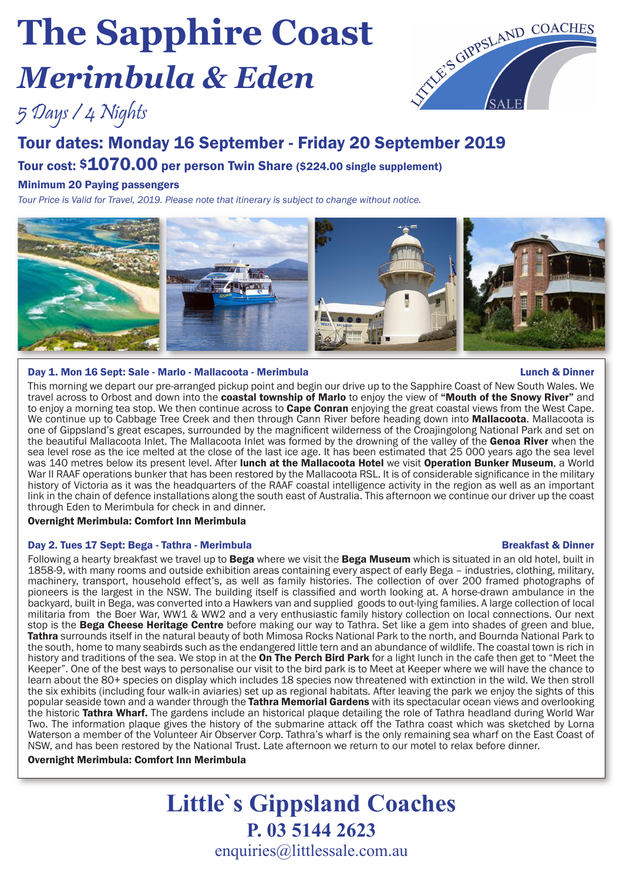# The Sapphire Coast

## *Merimbula & Eden*

*5 Days / 4 Nights*

LITTLE'S GIPPSLAND COACHES SALE

## Tour dates: Monday 16 September - Friday 20 September 2019

### Tour cost: $1070.00 per person Twin Share ($224.00 single supplement)

**Minimum 20 Paying passengers**

*Tour Price is Valid for Travel, 2019. Please note that itinerary is subject to change without notice.*

**Day 1. Mon 16 Sept: Sale - Marlo - Mallacoota - Merimbula** — **Lunch & Dinner**

This morning we depart our pre-arranged pickup point and begin our drive up to the Sapphire Coast of New South Wales. We travel across to Orbost and down into the **coastal township of Marlo** to enjoy the view of **"Mouth of the Snowy River"** and to enjoy a morning tea stop. We then continue across to **Cape Conran** enjoying the great coastal views from the West Cape. We continue up to Cabbage Tree Creek and then through Cann River before heading down into **Mallacoota**. Mallacoota is one of Gippsland's great escapes, surrounded by the magnificent wilderness of the Croajingolong National Park and set on the beautiful Mallacoota Inlet. The Mallacoota Inlet was formed by the drowning of the valley of the **Genoa River** when the sea level rose as the ice melted at the close of the last ice age. It has been estimated that 25 000 years ago the sea level was 140 metres below its present level. After **lunch at the Mallacoota Hotel** we visit **Operation Bunker Museum**, a World War II RAAF operations bunker that has been restored by the Mallacoota RSL. It is of considerable significance in the military history of Victoria as it was the headquarters of the RAAF coastal intelligence activity in the region as well as an important link in the chain of defence installations along the south east of Australia. This afternoon we continue our driver up the coast through Eden to Merimbula for check in and dinner.

**Overnight Merimbula: Comfort Inn Merimbula**

**Day 2. Tues 17 Sept: Bega - Tathra - Merimbula** — **Breakfast & Dinner**

Following a hearty breakfast we travel up to **Bega** where we visit the **Bega Museum** which is situated in an old hotel, built in 1858-9, with many rooms and outside exhibition areas containing every aspect of early Bega – industries, clothing, military, machinery, transport, household effect's, as well as family histories. The collection of over 200 framed photographs of pioneers is the largest in the NSW. The building itself is classified and worth looking at. A horse-drawn ambulance in the backyard, built in Bega, was converted into a Hawkers van and supplied goods to out-lying families. A large collection of local militaria from the Boer War, WW1 & WW2 and a very enthusiastic family history collection on local connections. Our next stop is the **Bega Cheese Heritage Centre** before making our way to Tathra. Set like a gem into shades of green and blue, **Tathra** surrounds itself in the natural beauty of both Mimosa Rocks National Park to the north, and Bournda National Park to the south, home to many seabirds such as the endangered little tern and an abundance of wildlife. The coastal town is rich in history and traditions of the sea. We stop in at the **On The Perch Bird Park** for a light lunch in the cafe then get to "Meet the Keeper". One of the best ways to personalise our visit to the bird park is to Meet at Keeper where we will have the chance to learn about the 80+ species on display which includes 18 species now threatened with extinction in the wild. We then stroll the six exhibits (including four walk-in aviaries) set up as regional habitats. After leaving the park we enjoy the sights of this popular seaside town and a wander through the **Tathra Memorial Gardens** with its spectacular ocean views and overlooking the historic **Tathra Wharf.** The gardens include an historical plaque detailing the role of Tathra headland during World War Two. The information plaque gives the history of the submarine attack off the Tathra coast which was sketched by Lorna Waterson a member of the Volunteer Air Observer Corp. Tathra's wharf is the only remaining sea wharf on the East Coast of NSW, and has been restored by the National Trust. Late afternoon we return to our motel to relax before dinner.

**Overnight Merimbula: Comfort Inn Merimbula**

## Little`s Gippsland Coaches

### P. 03 5144 2623

enquiries@littlessale.com.au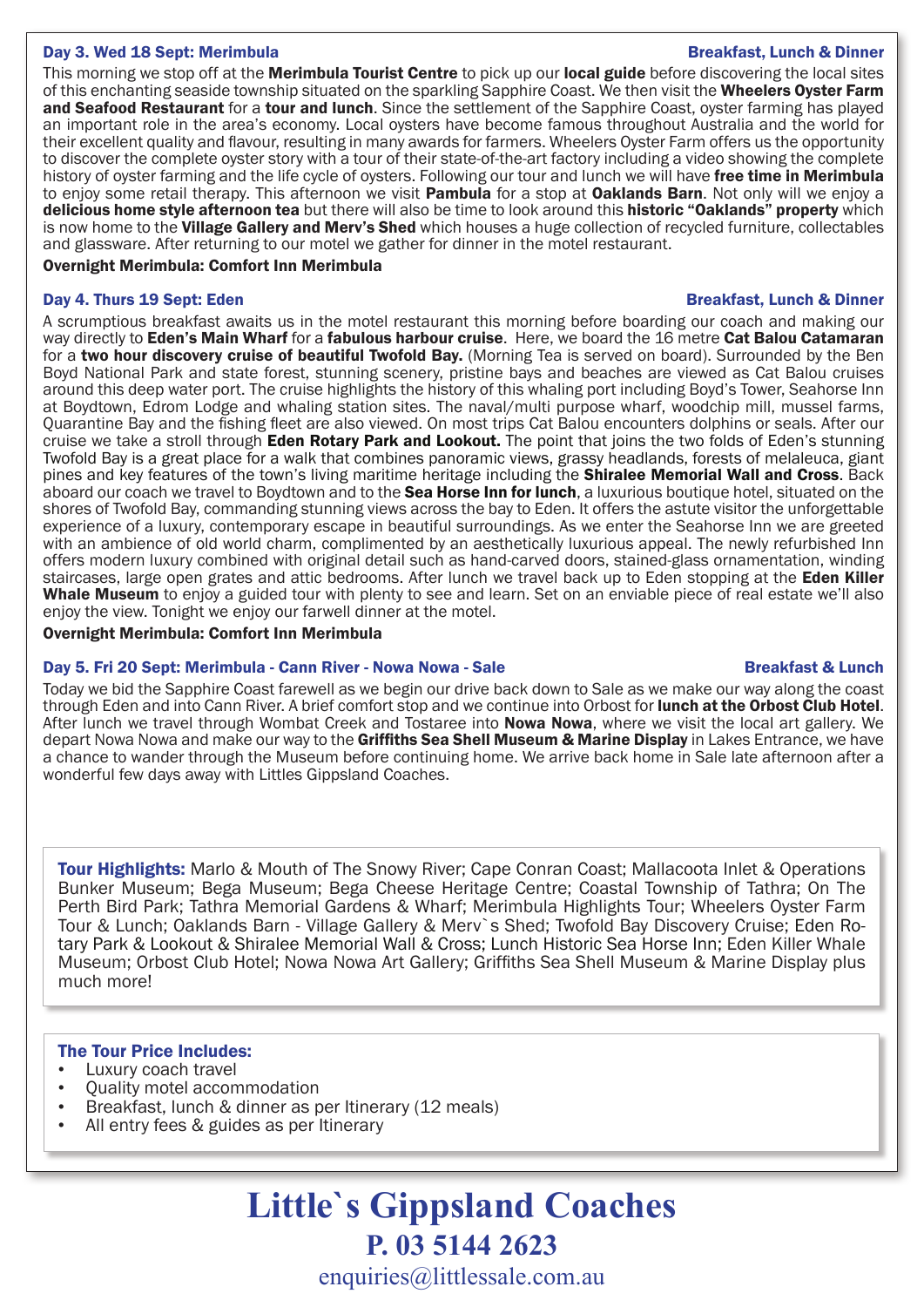### Day 3. Wed 18 Sept: Merimbula — Breakfast, Lunch & Dinner

This morning we stop off at the **Merimbula Tourist Centre** to pick up our **local guide** before discovering the local sites of this enchanting seaside township situated on the sparkling Sapphire Coast. We then visit the **Wheelers Oyster Farm and Seafood Restaurant** for a **tour and lunch**. Since the settlement of the Sapphire Coast, oyster farming has played an important role in the area's economy. Local oysters have become famous throughout Australia and the world for their excellent quality and flavour, resulting in many awards for farmers. Wheelers Oyster Farm offers us the opportunity to discover the complete oyster story with a tour of their state-of-the-art factory including a video showing the complete history of oyster farming and the life cycle of oysters. Following our tour and lunch we will have **free time in Merimbula** to enjoy some retail therapy. This afternoon we visit **Pambula** for a stop at **Oaklands Barn**. Not only will we enjoy a **delicious home style afternoon tea** but there will also be time to look around this **historic "Oaklands" property** which is now home to the **Village Gallery and Merv's Shed** which houses a huge collection of recycled furniture, collectables and glassware. After returning to our motel we gather for dinner in the motel restaurant.

**Overnight Merimbula: Comfort Inn Merimbula**

### Day 4. Thurs 19 Sept: Eden — Breakfast, Lunch & Dinner

A scrumptious breakfast awaits us in the motel restaurant this morning before boarding our coach and making our way directly to **Eden's Main Wharf** for a **fabulous harbour cruise**. Here, we board the 16 metre **Cat Balou Catamaran** for a **two hour discovery cruise of beautiful Twofold Bay.** (Morning Tea is served on board). Surrounded by the Ben Boyd National Park and state forest, stunning scenery, pristine bays and beaches are viewed as Cat Balou cruises around this deep water port. The cruise highlights the history of this whaling port including Boyd's Tower, Seahorse Inn at Boydtown, Edrom Lodge and whaling station sites. The naval/multi purpose wharf, woodchip mill, mussel farms, Quarantine Bay and the fishing fleet are also viewed. On most trips Cat Balou encounters dolphins or seals. After our cruise we take a stroll through **Eden Rotary Park and Lookout.** The point that joins the two folds of Eden's stunning Twofold Bay is a great place for a walk that combines panoramic views, grassy headlands, forests of melaleuca, giant pines and key features of the town's living maritime heritage including the **Shiralee Memorial Wall and Cross**. Back aboard our coach we travel to Boydtown and to the **Sea Horse Inn for lunch**, a luxurious boutique hotel, situated on the shores of Twofold Bay, commanding stunning views across the bay to Eden. It offers the astute visitor the unforgettable experience of a luxury, contemporary escape in beautiful surroundings. As we enter the Seahorse Inn we are greeted with an ambience of old world charm, complimented by an aesthetically luxurious appeal. The newly refurbished Inn offers modern luxury combined with original detail such as hand-carved doors, stained-glass ornamentation, winding staircases, large open grates and attic bedrooms. After lunch we travel back up to Eden stopping at the **Eden Killer Whale Museum** to enjoy a guided tour with plenty to see and learn. Set on an enviable piece of real estate we'll also enjoy the view. Tonight we enjoy our farwell dinner at the motel.

**Overnight Merimbula: Comfort Inn Merimbula**

### Day 5. Fri 20 Sept: Merimbula - Cann River - Nowa Nowa - Sale — Breakfast & Lunch

Today we bid the Sapphire Coast farewell as we begin our drive back down to Sale as we make our way along the coast through Eden and into Cann River. A brief comfort stop and we continue into Orbost for **lunch at the Orbost Club Hotel**. After lunch we travel through Wombat Creek and Tostaree into **Nowa Nowa**, where we visit the local art gallery. We depart Nowa Nowa and make our way to the **Griffiths Sea Shell Museum & Marine Display** in Lakes Entrance, we have a chance to wander through the Museum before continuing home. We arrive back home in Sale late afternoon after a wonderful few days away with Littles Gippsland Coaches.

**Tour Highlights:** Marlo & Mouth of The Snowy River; Cape Conran Coast; Mallacoota Inlet & Operations Bunker Museum; Bega Museum; Bega Cheese Heritage Centre; Coastal Township of Tathra; On The Perth Bird Park; Tathra Memorial Gardens & Wharf; Merimbula Highlights Tour; Wheelers Oyster Farm Tour & Lunch; Oaklands Barn - Village Gallery & Merv`s Shed; Twofold Bay Discovery Cruise; Eden Rotary Park & Lookout & Shiralee Memorial Wall & Cross; Lunch Historic Sea Horse Inn; Eden Killer Whale Museum; Orbost Club Hotel; Nowa Nowa Art Gallery; Griffiths Sea Shell Museum & Marine Display plus much more!

**The Tour Price Includes:**

- Luxury coach travel
- Quality motel accommodation
- Breakfast, lunch & dinner as per Itinerary (12 meals)
- All entry fees & guides as per Itinerary

## Little`s Gippsland Coaches

**P. 03 5144 2623**

enquiries@littlessale.com.au